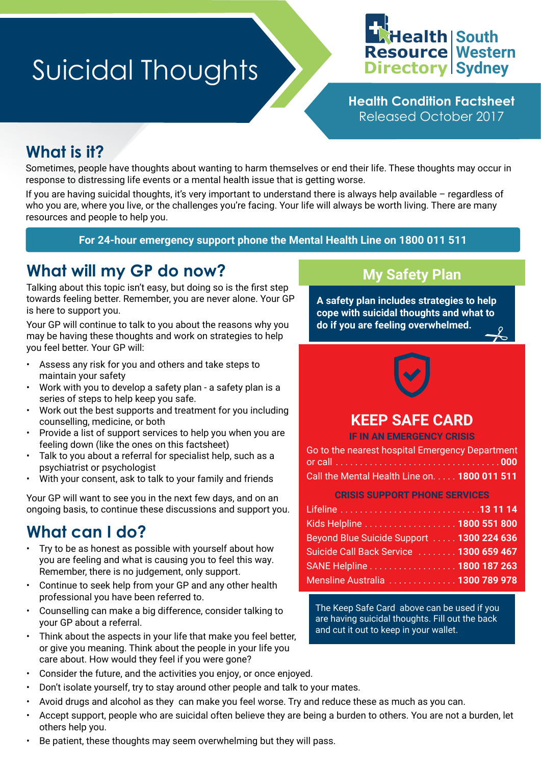# Suicidal Thoughts

Health Resource Directory | South Western Sydney

**Health Condition Factsheet**
Released October 2017

## What is it?

Sometimes, people have thoughts about wanting to harm themselves or end their life. These thoughts may occur in response to distressing life events or a mental health issue that is getting worse.

If you are having suicidal thoughts, it's very important to understand there is always help available – regardless of who you are, where you live, or the challenges you're facing. Your life will always be worth living. There are many resources and people to help you.

**For 24-hour emergency support phone the Mental Health Line on 1800 011 511**

## What will my GP do now?

Talking about this topic isn't easy, but doing so is the first step towards feeling better. Remember, you are never alone. Your GP is here to support you.

Your GP will continue to talk to you about the reasons why you may be having these thoughts and work on strategies to help you feel better. Your GP will:

- Assess any risk for you and others and take steps to maintain your safety
- Work with you to develop a safety plan - a safety plan is a series of steps to help keep you safe.
- Work out the best supports and treatment for you including counselling, medicine, or both
- Provide a list of support services to help you when you are feeling down (like the ones on this factsheet)
- Talk to you about a referral for specialist help, such as a psychiatrist or psychologist
- With your consent, ask to talk to your family and friends

Your GP will want to see you in the next few days, and on an ongoing basis, to continue these discussions and support you.

## What can I do?

- Try to be as honest as possible with yourself about how you are feeling and what is causing you to feel this way. Remember, there is no judgement, only support.
- Continue to seek help from your GP and any other health professional you have been referred to.
- Counselling can make a big difference, consider talking to your GP about a referral.
- Think about the aspects in your life that make you feel better, or give you meaning. Think about the people in your life you care about. How would they feel if you were gone?
- Consider the future, and the activities you enjoy, or once enjoyed.
- Don't isolate yourself, try to stay around other people and talk to your mates.
- Avoid drugs and alcohol as they can make you feel worse. Try and reduce these as much as you can.
- Accept support, people who are suicidal often believe they are being a burden to others. You are not a burden, let others help you.
- Be patient, these thoughts may seem overwhelming but they will pass.

## My Safety Plan

**A safety plan includes strategies to help cope with suicidal thoughts and what to do if you are feeling overwhelmed.**

### KEEP SAFE CARD

**IF IN AN EMERGENCY CRISIS**

Go to the nearest hospital Emergency Department or call .......... **000**

Call the Mental Health Line on. .......... **1800 011 511**

**CRISIS SUPPORT PHONE SERVICES**

| Service | Phone |
|---|---|
| Lifeline | **13 11 14** |
| Kids Helpline | **1800 551 800** |
| Beyond Blue Suicide Support | **1300 224 636** |
| Suicide Call Back Service | **1300 659 467** |
| SANE Helpline | **1800 187 263** |
| Mensline Australia | **1300 789 978** |

The Keep Safe Card above can be used if you are having suicidal thoughts. Fill out the back and cut it out to keep in your wallet.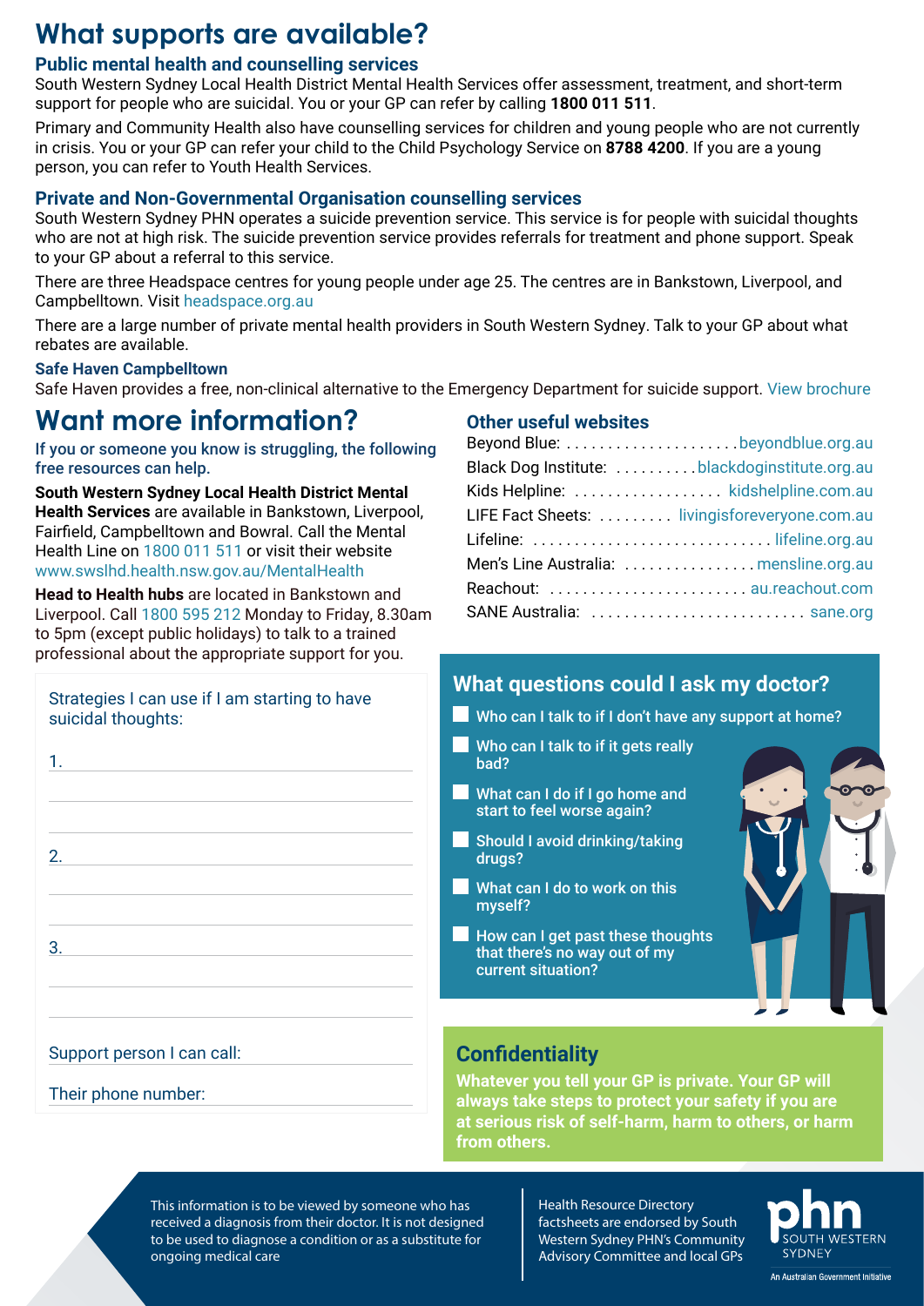# What supports are available?

### Public mental health and counselling services

South Western Sydney Local Health District Mental Health Services offer assessment, treatment, and short-term support for people who are suicidal. You or your GP can refer by calling **1800 011 511**.

Primary and Community Health also have counselling services for children and young people who are not currently in crisis. You or your GP can refer your child to the Child Psychology Service on **8788 4200**. If you are a young person, you can refer to Youth Health Services.

### Private and Non-Governmental Organisation counselling services

South Western Sydney PHN operates a suicide prevention service. This service is for people with suicidal thoughts who are not at high risk. The suicide prevention service provides referrals for treatment and phone support. Speak to your GP about a referral to this service.

There are three Headspace centres for young people under age 25. The centres are in Bankstown, Liverpool, and Campbelltown. Visit headspace.org.au

There are a large number of private mental health providers in South Western Sydney. Talk to your GP about what rebates are available.

#### Safe Haven Campbelltown

Safe Haven provides a free, non-clinical alternative to the Emergency Department for suicide support. View brochure

# Want more information?

If you or someone you know is struggling, the following free resources can help.

**South Western Sydney Local Health District Mental Health Services** are available in Bankstown, Liverpool, Fairfield, Campbelltown and Bowral. Call the Mental Health Line on 1800 011 511 or visit their website www.swslhd.health.nsw.gov.au/MentalHealth

**Head to Health hubs** are located in Bankstown and Liverpool. Call 1800 595 212 Monday to Friday, 8.30am to 5pm (except public holidays) to talk to a trained professional about the appropriate support for you.

Strategies I can use if I am starting to have suicidal thoughts:

1. 

2. 

3. 

Support person I can call:

Their phone number:

### Other useful websites

- Beyond Blue: beyondblue.org.au
- Black Dog Institute: blackdoginstitute.org.au
- Kids Helpline: kidshelpline.com.au
- LIFE Fact Sheets: livingisforeveryone.com.au
- Lifeline: lifeline.org.au
- Men's Line Australia: mensline.org.au
- Reachout: au.reachout.com
- SANE Australia: sane.org

## What questions could I ask my doctor?

- Who can I talk to if I don't have any support at home?
- Who can I talk to if it gets really bad?
- What can I do if I go home and start to feel worse again?
- Should I avoid drinking/taking drugs?
- What can I do to work on this myself?
- How can I get past these thoughts that there's no way out of my current situation?

## Confidentiality

**Whatever you tell your GP is private. Your GP will always take steps to protect your safety if you are at serious risk of self-harm, harm to others, or harm from others.**

This information is to be viewed by someone who has received a diagnosis from their doctor. It is not designed to be used to diagnose a condition or as a substitute for ongoing medical care

Health Resource Directory factsheets are endorsed by South Western Sydney PHN's Community Advisory Committee and local GPs

phn SOUTH WESTERN SYDNEY

An Australian Government Initiative